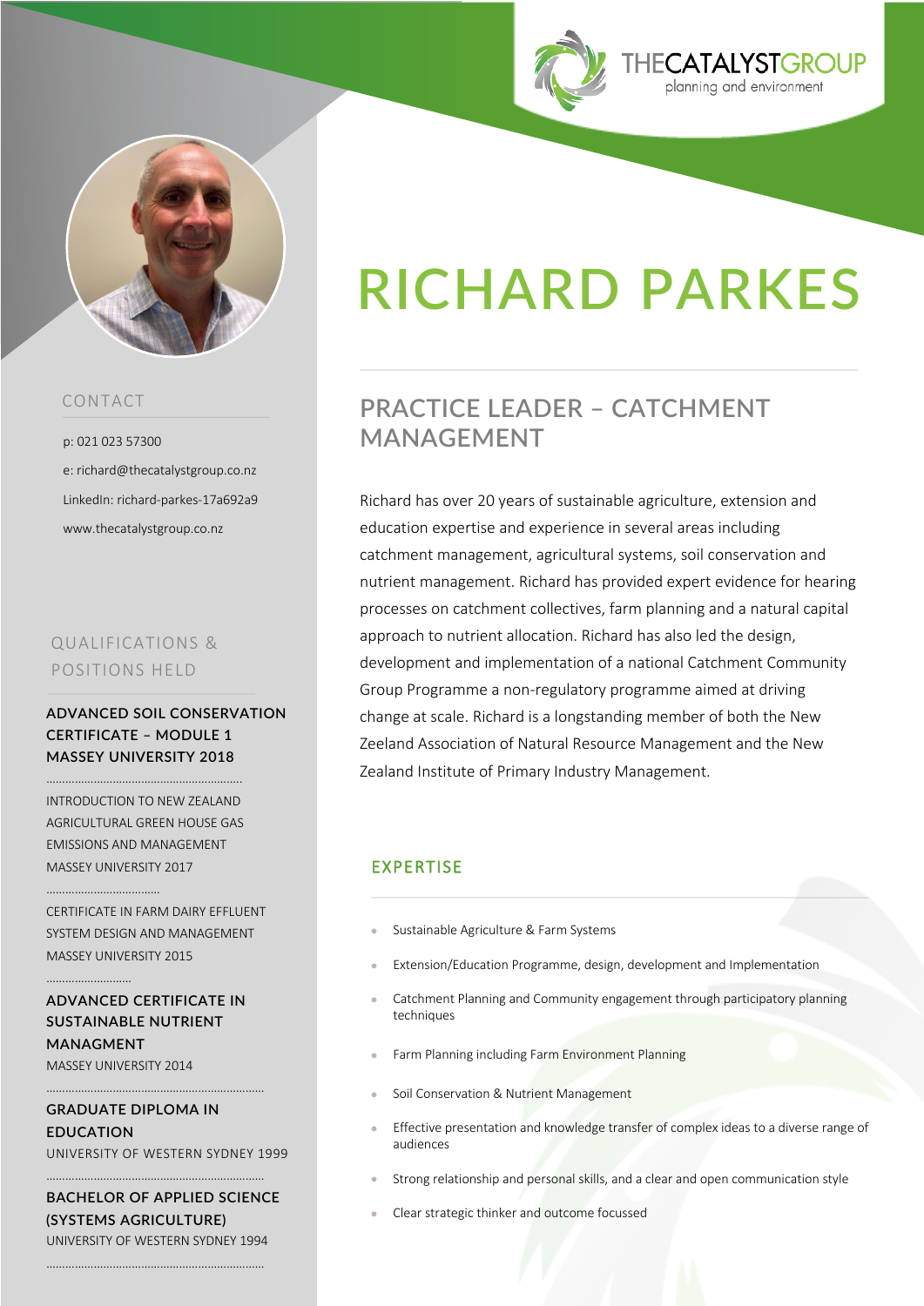# RICHARD PARKES

## PRACTICE LEADER – CATCHMENT MANAGEMENT

Richard has over 20 years of sustainable agriculture, extension and education expertise and experience in several areas including catchment management, agricultural systems, soil conservation and nutrient management. Richard has provided expert evidence for hearing processes on catchment collectives, farm planning and a natural capital approach to nutrient allocation. Richard has also led the design, development and implementation of a national Catchment Community Group Programme a non-regulatory programme aimed at driving change at scale. Richard is a longstanding member of both the New Zealand Association of Natural Resource Management and the New Zealand Institute of Primary Industry Management.

### EXPERTISE

- Sustainable Agriculture & Farm Systems
- Extension/Education Programme, design, development and Implementation
- Catchment Planning and Community engagement through participatory planning techniques
- Farm Planning including Farm Environment Planning
- Soil Conservation & Nutrient Management
- Effective presentation and knowledge transfer of complex ideas to a diverse range of audiences
- Strong relationship and personal skills, and a clear and open communication style
- Clear strategic thinker and outcome focussed

### CONTACT

p: 021 023 57300

e: richard@thecatalystgroup.co.nz

LinkedIn: richard-parkes-17a692a9

www.thecatalystgroup.co.nz

### QUALIFICATIONS & POSITIONS HELD

**ADVANCED SOIL CONSERVATION CERTIFICATE – MODULE 1 MASSEY UNIVERSITY 2018**

INTRODUCTION TO NEW ZEALAND AGRICULTURAL GREEN HOUSE GAS EMISSIONS AND MANAGEMENT
MASSEY UNIVERSITY 2017

CERTIFICATE IN FARM DAIRY EFFLUENT SYSTEM DESIGN AND MANAGEMENT
MASSEY UNIVERSITY 2015

**ADVANCED CERTIFICATE IN SUSTAINABLE NUTRIENT MANAGMENT**
MASSEY UNIVERSITY 2014

**GRADUATE DIPLOMA IN EDUCATION**
UNIVERSITY OF WESTERN SYDNEY 1999

**BACHELOR OF APPLIED SCIENCE (SYSTEMS AGRICULTURE)**
UNIVERSITY OF WESTERN SYDNEY 1994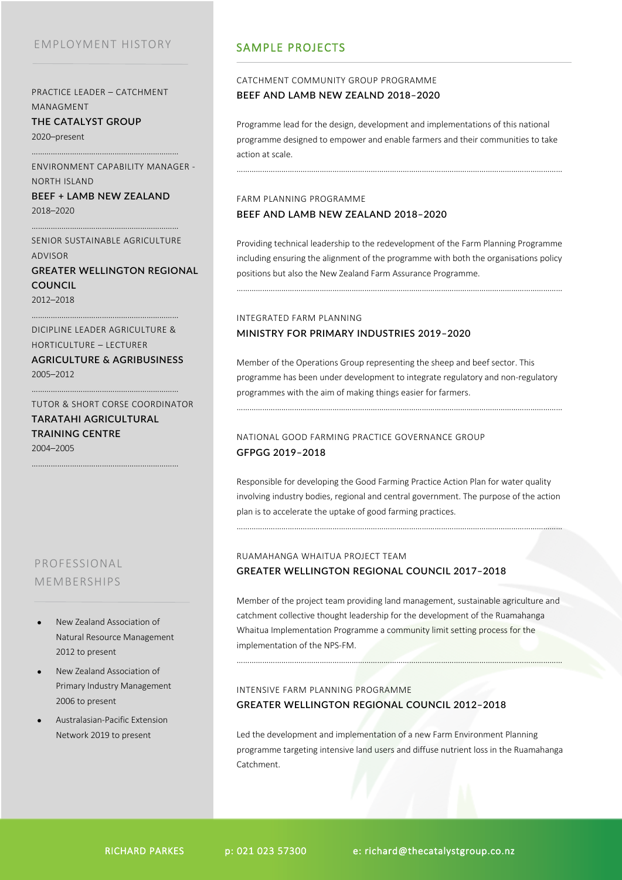## EMPLOYMENT HISTORY

PRACTICE LEADER – CATCHMENT MANAGMENT
**THE CATALYST GROUP**
2020–present

ENVIRONMENT CAPABILITY MANAGER - NORTH ISLAND
**BEEF + LAMB NEW ZEALAND**
2018–2020

SENIOR SUSTAINABLE AGRICULTURE ADVISOR
**GREATER WELLINGTON REGIONAL COUNCIL**
2012–2018

DICIPLINE LEADER AGRICULTURE & HORTICULTURE – LECTURER
**AGRICULTURE & AGRIBUSINESS**
2005–2012

TUTOR & SHORT CORSE COORDINATOR
**TARATAHI AGRICULTURAL TRAINING CENTRE**
2004–2005

## PROFESSIONAL MEMBERSHIPS

- New Zealand Association of Natural Resource Management 2012 to present
- New Zealand Association of Primary Industry Management 2006 to present
- Australasian-Pacific Extension Network 2019 to present

## SAMPLE PROJECTS

CATCHMENT COMMUNITY GROUP PROGRAMME
**BEEF AND LAMB NEW ZEALND 2018–2020**

Programme lead for the design, development and implementations of this national programme designed to empower and enable farmers and their communities to take action at scale.

FARM PLANNING PROGRAMME
**BEEF AND LAMB NEW ZEALAND 2018–2020**

Providing technical leadership to the redevelopment of the Farm Planning Programme including ensuring the alignment of the programme with both the organisations policy positions but also the New Zealand Farm Assurance Programme.

INTEGRATED FARM PLANNING
**MINISTRY FOR PRIMARY INDUSTRIES 2019–2020**

Member of the Operations Group representing the sheep and beef sector. This programme has been under development to integrate regulatory and non-regulatory programmes with the aim of making things easier for farmers.

NATIONAL GOOD FARMING PRACTICE GOVERNANCE GROUP
**GFPGG 2019–2018**

Responsible for developing the Good Farming Practice Action Plan for water quality involving industry bodies, regional and central government. The purpose of the action plan is to accelerate the uptake of good farming practices.

RUAMAHANGA WHAITUA PROJECT TEAM
**GREATER WELLINGTON REGIONAL COUNCIL 2017–2018**

Member of the project team providing land management, sustainable agriculture and catchment collective thought leadership for the development of the Ruamahanga Whaitua Implementation Programme a community limit setting process for the implementation of the NPS-FM.

INTENSIVE FARM PLANNING PROGRAMME
**GREATER WELLINGTON REGIONAL COUNCIL 2012–2018**

Led the development and implementation of a new Farm Environment Planning programme targeting intensive land users and diffuse nutrient loss in the Ruamahanga Catchment.

RICHARD PARKES p: 021 023 57300 e: richard@thecatalystgroup.co.nz